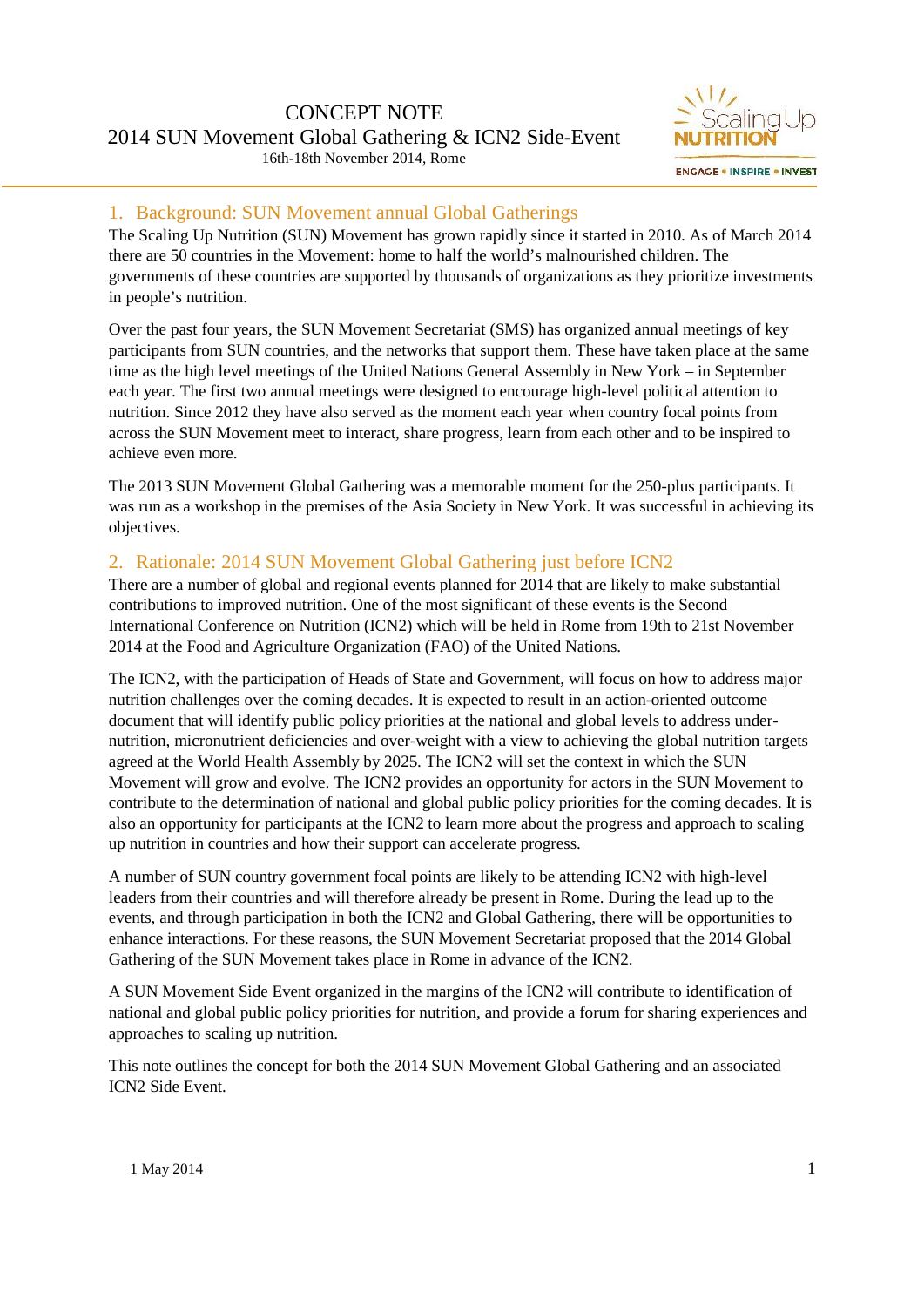# CONCEPT NOTE
# 2014 SUN Movement Global Gathering & ICN2 Side-Event

16th-18th November 2014, Rome

## 1. Background: SUN Movement annual Global Gatherings

The Scaling Up Nutrition (SUN) Movement has grown rapidly since it started in 2010. As of March 2014 there are 50 countries in the Movement: home to half the world's malnourished children. The governments of these countries are supported by thousands of organizations as they prioritize investments in people's nutrition.

Over the past four years, the SUN Movement Secretariat (SMS) has organized annual meetings of key participants from SUN countries, and the networks that support them. These have taken place at the same time as the high level meetings of the United Nations General Assembly in New York – in September each year. The first two annual meetings were designed to encourage high-level political attention to nutrition. Since 2012 they have also served as the moment each year when country focal points from across the SUN Movement meet to interact, share progress, learn from each other and to be inspired to achieve even more.

The 2013 SUN Movement Global Gathering was a memorable moment for the 250-plus participants. It was run as a workshop in the premises of the Asia Society in New York. It was successful in achieving its objectives.

## 2. Rationale: 2014 SUN Movement Global Gathering just before ICN2

There are a number of global and regional events planned for 2014 that are likely to make substantial contributions to improved nutrition. One of the most significant of these events is the Second International Conference on Nutrition (ICN2) which will be held in Rome from 19th to 21st November 2014 at the Food and Agriculture Organization (FAO) of the United Nations.

The ICN2, with the participation of Heads of State and Government, will focus on how to address major nutrition challenges over the coming decades. It is expected to result in an action-oriented outcome document that will identify public policy priorities at the national and global levels to address under-nutrition, micronutrient deficiencies and over-weight with a view to achieving the global nutrition targets agreed at the World Health Assembly by 2025. The ICN2 will set the context in which the SUN Movement will grow and evolve. The ICN2 provides an opportunity for actors in the SUN Movement to contribute to the determination of national and global public policy priorities for the coming decades. It is also an opportunity for participants at the ICN2 to learn more about the progress and approach to scaling up nutrition in countries and how their support can accelerate progress.

A number of SUN country government focal points are likely to be attending ICN2 with high-level leaders from their countries and will therefore already be present in Rome. During the lead up to the events, and through participation in both the ICN2 and Global Gathering, there will be opportunities to enhance interactions. For these reasons, the SUN Movement Secretariat proposed that the 2014 Global Gathering of the SUN Movement takes place in Rome in advance of the ICN2.

A SUN Movement Side Event organized in the margins of the ICN2 will contribute to identification of national and global public policy priorities for nutrition, and provide a forum for sharing experiences and approaches to scaling up nutrition.

This note outlines the concept for both the 2014 SUN Movement Global Gathering and an associated ICN2 Side Event.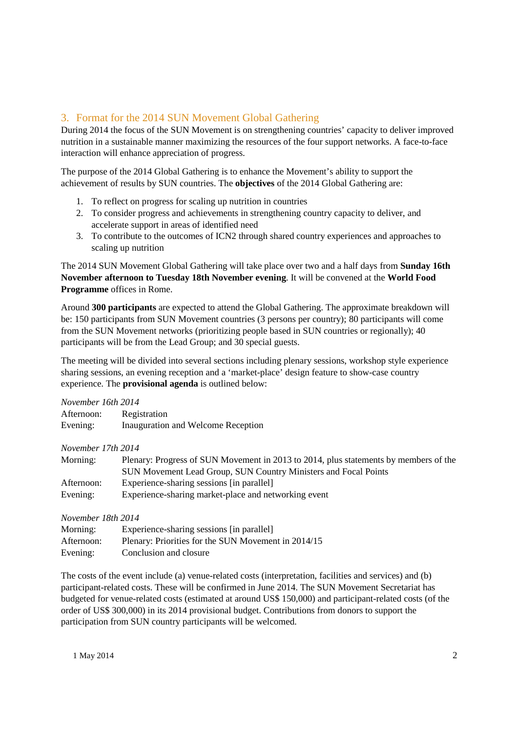## 3. Format for the 2014 SUN Movement Global Gathering

During 2014 the focus of the SUN Movement is on strengthening countries' capacity to deliver improved nutrition in a sustainable manner maximizing the resources of the four support networks. A face-to-face interaction will enhance appreciation of progress.

The purpose of the 2014 Global Gathering is to enhance the Movement's ability to support the achievement of results by SUN countries. The **objectives** of the 2014 Global Gathering are:

1. To reflect on progress for scaling up nutrition in countries
2. To consider progress and achievements in strengthening country capacity to deliver, and accelerate support in areas of identified need
3. To contribute to the outcomes of ICN2 through shared country experiences and approaches to scaling up nutrition

The 2014 SUN Movement Global Gathering will take place over two and a half days from **Sunday 16th November afternoon to Tuesday 18th November evening**. It will be convened at the **World Food Programme** offices in Rome.

Around **300 participants** are expected to attend the Global Gathering. The approximate breakdown will be: 150 participants from SUN Movement countries (3 persons per country); 80 participants will come from the SUN Movement networks (prioritizing people based in SUN countries or regionally); 40 participants will be from the Lead Group; and 30 special guests.

The meeting will be divided into several sections including plenary sessions, workshop style experience sharing sessions, an evening reception and a 'market-place' design feature to show-case country experience. The **provisional agenda** is outlined below:

*November 16th 2014*

| | |
|---|---|
| Afternoon: | Registration |
| Evening: | Inauguration and Welcome Reception |

*November 17th 2014*

| | |
|---|---|
| Morning: | Plenary: Progress of SUN Movement in 2013 to 2014, plus statements by members of the SUN Movement Lead Group, SUN Country Ministers and Focal Points |
| Afternoon: | Experience-sharing sessions [in parallel] |
| Evening: | Experience-sharing market-place and networking event |

*November 18th 2014*

| | |
|---|---|
| Morning: | Experience-sharing sessions [in parallel] |
| Afternoon: | Plenary: Priorities for the SUN Movement in 2014/15 |
| Evening: | Conclusion and closure |

The costs of the event include (a) venue-related costs (interpretation, facilities and services) and (b) participant-related costs. These will be confirmed in June 2014. The SUN Movement Secretariat has budgeted for venue-related costs (estimated at around US$ 150,000) and participant-related costs (of the order of US$ 300,000) in its 2014 provisional budget. Contributions from donors to support the participation from SUN country participants will be welcomed.

1 May 2014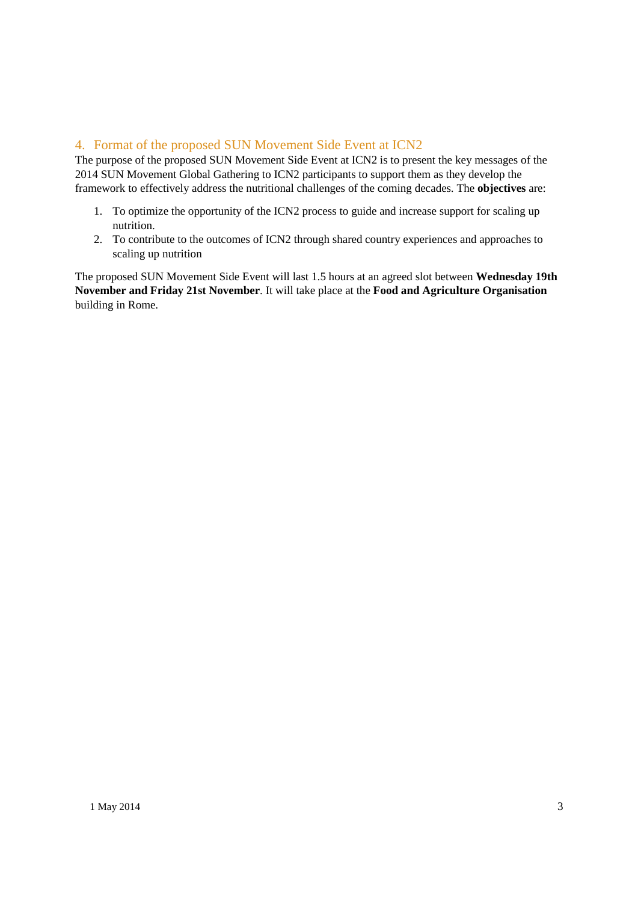## 4. Format of the proposed SUN Movement Side Event at ICN2

The purpose of the proposed SUN Movement Side Event at ICN2 is to present the key messages of the 2014 SUN Movement Global Gathering to ICN2 participants to support them as they develop the framework to effectively address the nutritional challenges of the coming decades. The **objectives** are:

1. To optimize the opportunity of the ICN2 process to guide and increase support for scaling up nutrition.
2. To contribute to the outcomes of ICN2 through shared country experiences and approaches to scaling up nutrition

The proposed SUN Movement Side Event will last 1.5 hours at an agreed slot between **Wednesday 19th November and Friday 21st November**. It will take place at the **Food and Agriculture Organisation** building in Rome.